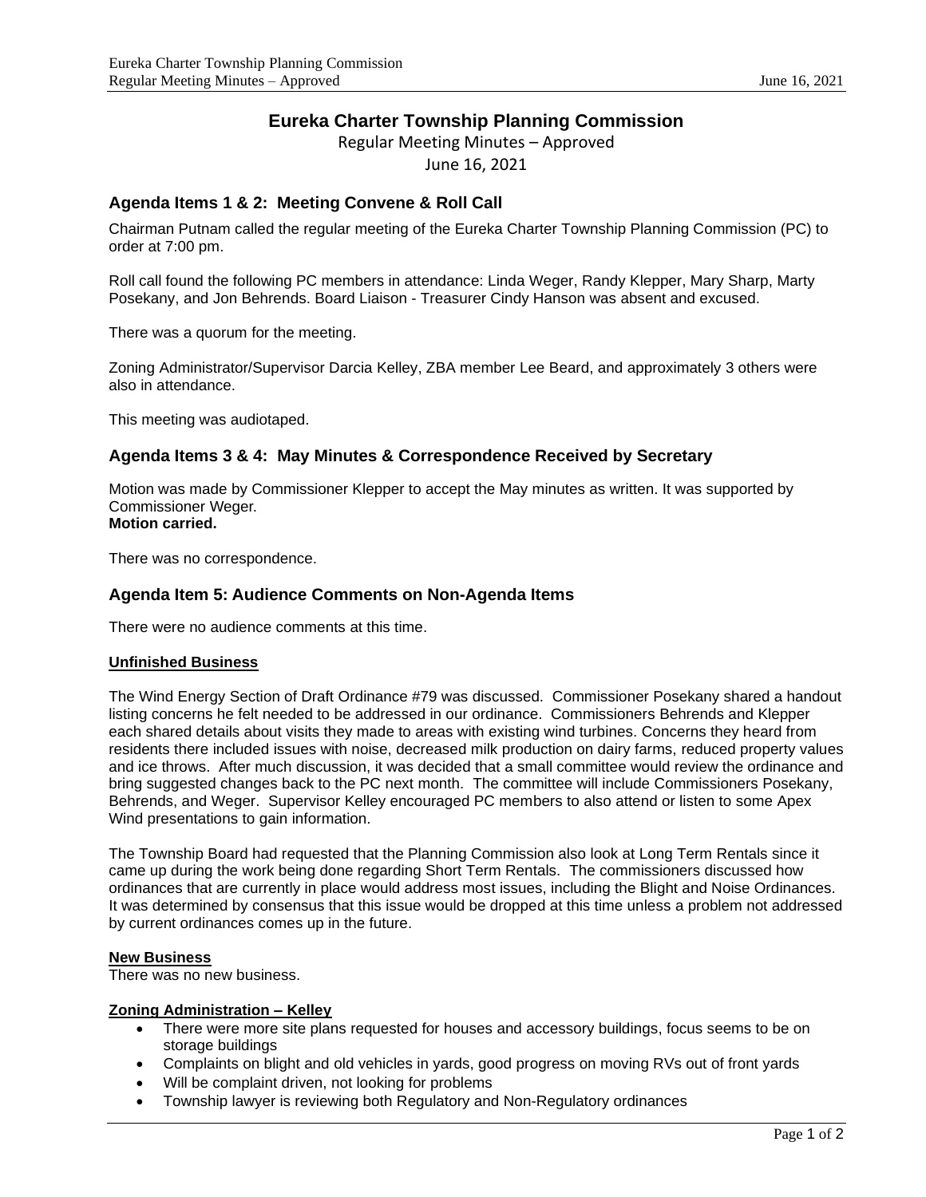# Eureka Charter Township Planning Commission

Regular Meeting Minutes – Approved

June 16, 2021

## Agenda Items 1 & 2: Meeting Convene & Roll Call

Chairman Putnam called the regular meeting of the Eureka Charter Township Planning Commission (PC) to order at 7:00 pm.

Roll call found the following PC members in attendance: Linda Weger, Randy Klepper, Mary Sharp, Marty Posekany, and Jon Behrends. Board Liaison - Treasurer Cindy Hanson was absent and excused.

There was a quorum for the meeting.

Zoning Administrator/Supervisor Darcia Kelley, ZBA member Lee Beard, and approximately 3 others were also in attendance.

This meeting was audiotaped.

## Agenda Items 3 & 4: May Minutes & Correspondence Received by Secretary

Motion was made by Commissioner Klepper to accept the May minutes as written. It was supported by Commissioner Weger.
**Motion carried.**

There was no correspondence.

## Agenda Item 5: Audience Comments on Non-Agenda Items

There were no audience comments at this time.

**Unfinished Business**

The Wind Energy Section of Draft Ordinance #79 was discussed. Commissioner Posekany shared a handout listing concerns he felt needed to be addressed in our ordinance. Commissioners Behrends and Klepper each shared details about visits they made to areas with existing wind turbines. Concerns they heard from residents there included issues with noise, decreased milk production on dairy farms, reduced property values and ice throws. After much discussion, it was decided that a small committee would review the ordinance and bring suggested changes back to the PC next month. The committee will include Commissioners Posekany, Behrends, and Weger. Supervisor Kelley encouraged PC members to also attend or listen to some Apex Wind presentations to gain information.

The Township Board had requested that the Planning Commission also look at Long Term Rentals since it came up during the work being done regarding Short Term Rentals. The commissioners discussed how ordinances that are currently in place would address most issues, including the Blight and Noise Ordinances. It was determined by consensus that this issue would be dropped at this time unless a problem not addressed by current ordinances comes up in the future.

**New Business**

There was no new business.

**Zoning Administration – Kelley**

- There were more site plans requested for houses and accessory buildings, focus seems to be on storage buildings
- Complaints on blight and old vehicles in yards, good progress on moving RVs out of front yards
- Will be complaint driven, not looking for problems
- Township lawyer is reviewing both Regulatory and Non-Regulatory ordinances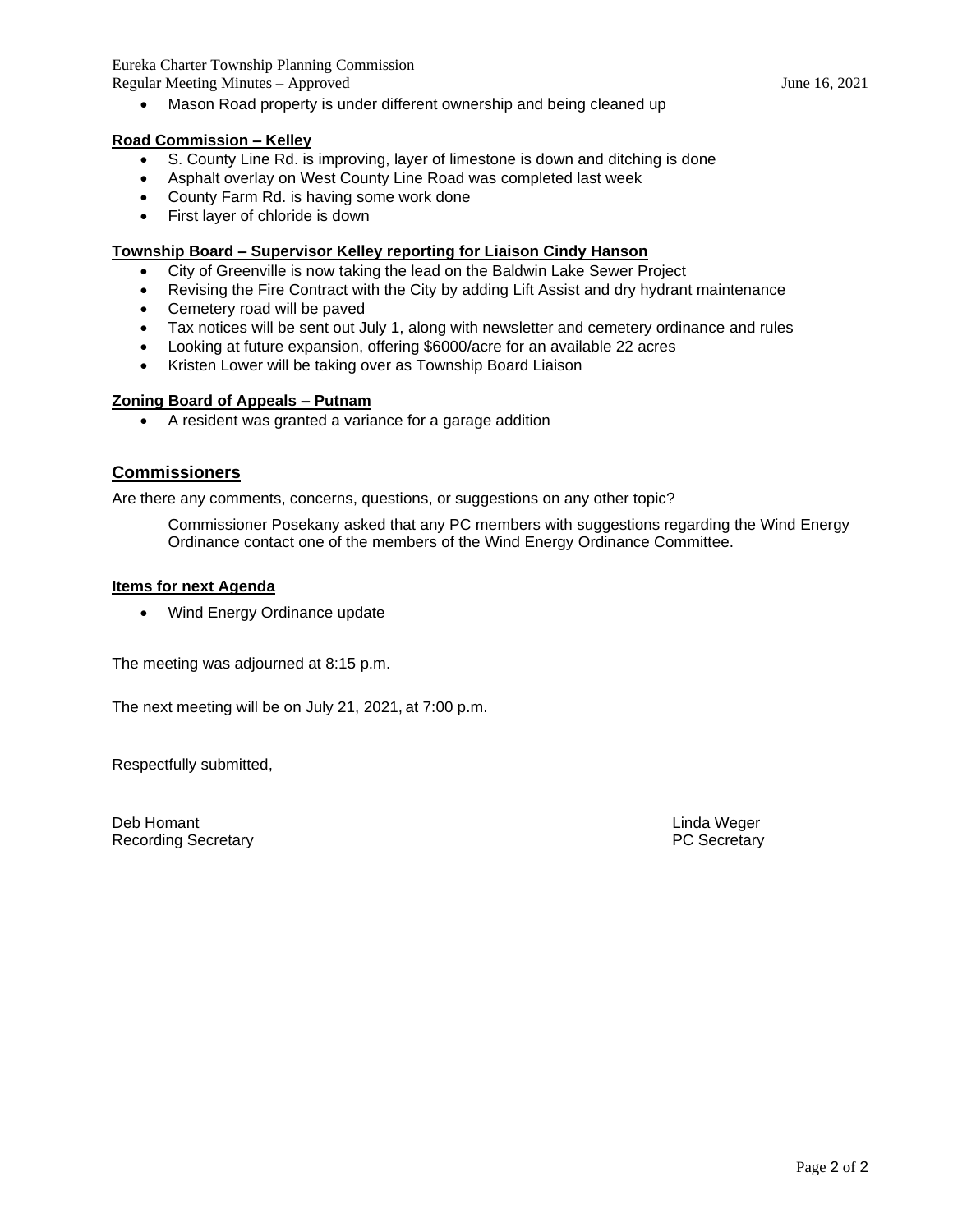- Mason Road property is under different ownership and being cleaned up

**Road Commission – Kelley**

- S. County Line Rd. is improving, layer of limestone is down and ditching is done
- Asphalt overlay on West County Line Road was completed last week
- County Farm Rd. is having some work done
- First layer of chloride is down

**Township Board – Supervisor Kelley reporting for Liaison Cindy Hanson**

- City of Greenville is now taking the lead on the Baldwin Lake Sewer Project
- Revising the Fire Contract with the City by adding Lift Assist and dry hydrant maintenance
- Cemetery road will be paved
- Tax notices will be sent out July 1, along with newsletter and cemetery ordinance and rules
- Looking at future expansion, offering $6000/acre for an available 22 acres
- Kristen Lower will be taking over as Township Board Liaison

**Zoning Board of Appeals – Putnam**

- A resident was granted a variance for a garage addition

## Commissioners

Are there any comments, concerns, questions, or suggestions on any other topic?

Commissioner Posekany asked that any PC members with suggestions regarding the Wind Energy Ordinance contact one of the members of the Wind Energy Ordinance Committee.

**Items for next Agenda**

- Wind Energy Ordinance update

The meeting was adjourned at 8:15 p.m.

The next meeting will be on July 21, 2021, at 7:00 p.m.

Respectfully submitted,

Deb Homant
Recording Secretary

Linda Weger
PC Secretary